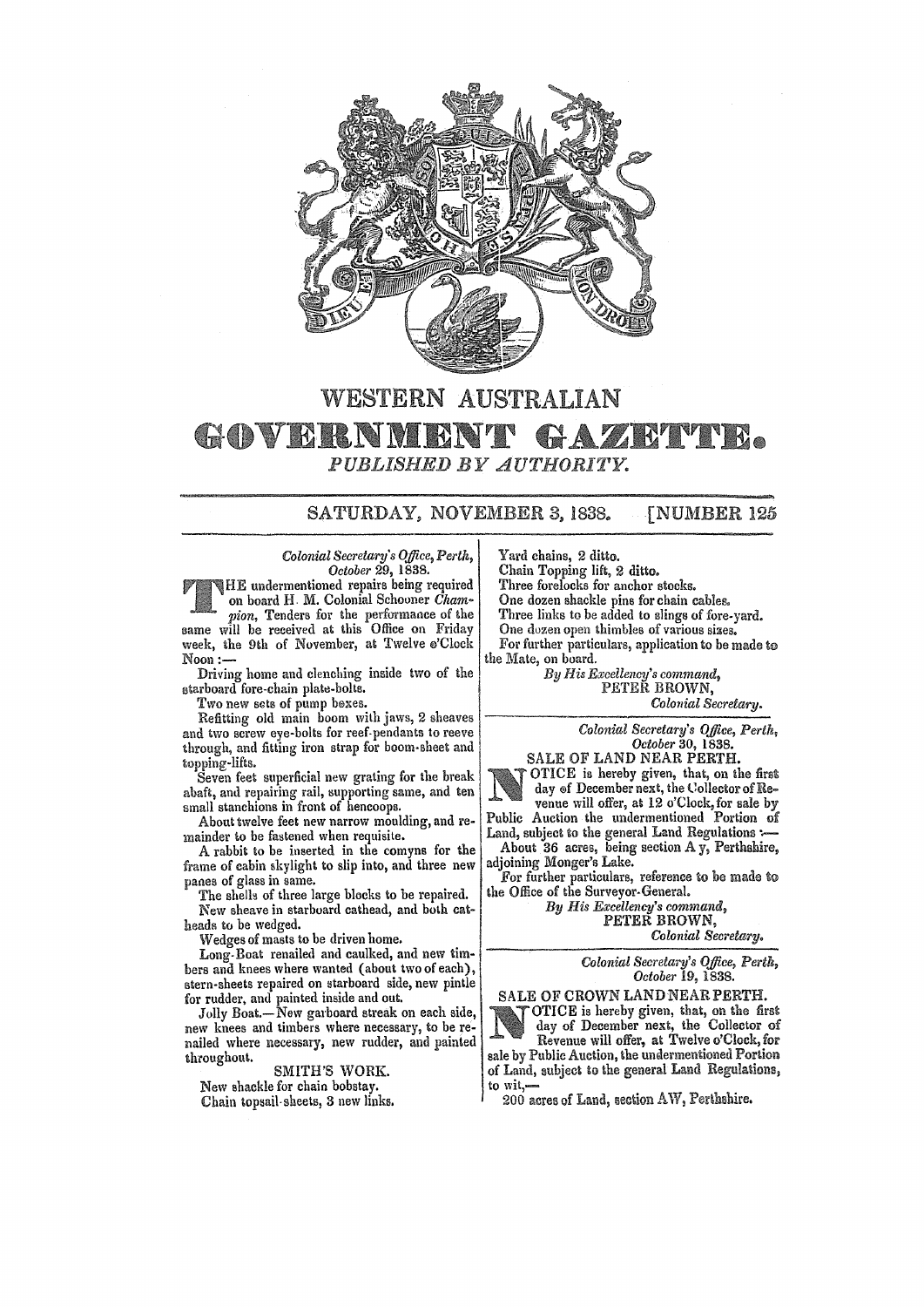# WESTERN AUSTRALIAN
# GOVERNMENT GAZETTE.

*PUBLISHED BY AUTHORITY.*

SATURDAY, NOVEMBER 3, 1838. [NUMBER 125

*Colonial Secretary's Office, Perth,*
*October* 29, 1838.

THE undermentioned repairs being required on board H. M. Colonial Schooner *Champion*, Tenders for the performance of the same will be received at this Office on Friday week, the 9th of November, at Twelve o'Clock Noon :—

Driving home and clenching inside two of the starboard fore-chain plate-bolts.

Two new sets of pump boxes.

Refitting old main boom with jaws, 2 sheaves and two screw eye-bolts for reef-pendants to reeve through, and fitting iron strap for boom-sheet and topping-lifts.

Seven feet superficial new grating for the break abaft, and repairing rail, supporting same, and ten small stanchions in front of hencoops.

About twelve feet new narrow moulding, and remainder to be fastened when requisite.

A rabbit to be inserted in the comyns for the frame of cabin skylight to slip into, and three new panes of glass in same.

The shells of three large blocks to be repaired.

New sheave in starboard cathead, and both catheads to be wedged.

Wedges of masts to be driven home.

Long-Boat renailed and caulked, and new timbers and knees where wanted (about two of each), stern-sheets repaired on starboard side, new pintle for rudder, and painted inside and out.

Jolly Boat.—New garboard streak on each side, new knees and timbers where necessary, to be renailed where necessary, new rudder, and painted throughout.

SMITH'S WORK.

New shackle for chain bobstay.

Chain topsail-sheets, 3 new links.

Yard chains, 2 ditto.

Chain Topping lift, 2 ditto.

Three forelocks for anchor stocks.

One dozen shackle pins for chain cables.

Three links to be added to slings of fore-yard.

One dozen open thimbles of various sizes.

For further particulars, application to be made to the Mate, on board.

*By His Excellency's command,*
PETER BROWN,
*Colonial Secretary.*

---

*Colonial Secretary's Office, Perth,*
*October* 30, 1838.

SALE OF LAND NEAR PERTH.

NOTICE is hereby given, that, on the first day of December next, the Collector of Revenue will offer, at 12 o'Clock, for sale by Public Auction the undermentioned Portion of Land, subject to the general Land Regulations :—

About 36 acres, being section A y, Perthshire, adjoining Monger's Lake.

For further particulars, reference to be made to the Office of the Surveyor-General.

*By His Excellency's command,*
PETER BROWN,
*Colonial Secretary.*

---

*Colonial Secretary's Office, Perth,*
*October* 19, 1838.

SALE OF CROWN LAND NEAR PERTH.

NOTICE is hereby given, that, on the first day of December next, the Collector of Revenue will offer, at Twelve o'Clock, for sale by Public Auction, the undermentioned Portion of Land, subject to the general Land Regulations, to wit,—

200 acres of Land, section AW, Perthshire.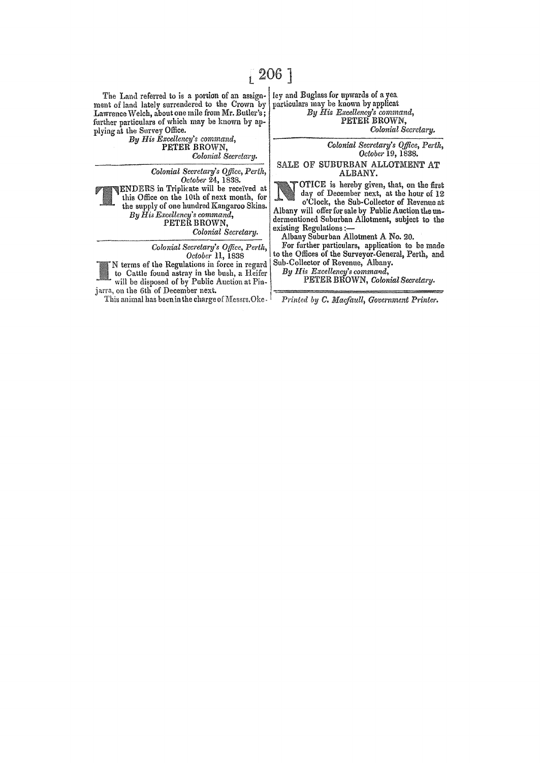The Land referred to is a portion of an assignment of land lately surrendered to the Crown by Lawrence Welch, about one mile from Mr. Butler's; further particulars of which may be known by applying at the Survey Office.

*By His Excellency's command,*
PETER BROWN,
*Colonial Secretary.*

---

*Colonial Secretary's Office, Perth,*
*October* 24, 1838.

TENDERS in Triplicate will be received at this Office on the 10th of next month, for the supply of one hundred Kangaroo Skins.

*By His Excellency's command,*
PETER BROWN,
*Colonial Secretary.*

---

*Colonial Secretary's Office, Perth,*
*October* 11, 1838

IN terms of the Regulations in force in regard to Cattle found astray in the bush, a Heifer will be disposed of by Public Auction at Pinjarra, on the 6th of December next.

This animal has been in the charge of Messrs. Okeley and Buglass for upwards of a yea particulars may be known by applicat

*By His Excellency's command,*
PETER BROWN,
*Colonial Secretary.*

---

*Colonial Secretary's Office, Perth,*
*October* 19, 1838.

## SALE OF SUBURBAN ALLOTMENT AT ALBANY.

NOTICE is hereby given, that, on the first day of December next, at the hour of 12 o'Clock, the Sub-Collector of Revenue at Albany will offer for sale by Public Auction the undermentioned Suburban Allotment, subject to the existing Regulations:—

Albany Suburban Allotment A No. 20.

For further particulars, application to be made to the Offices of the Surveyor-General, Perth, and Sub-Collector of Revenue, Albany.

*By His Excellency's command,*
PETER BROWN, *Colonial Secretary.*

---

*Printed by C. Macfaull, Government Printer.*